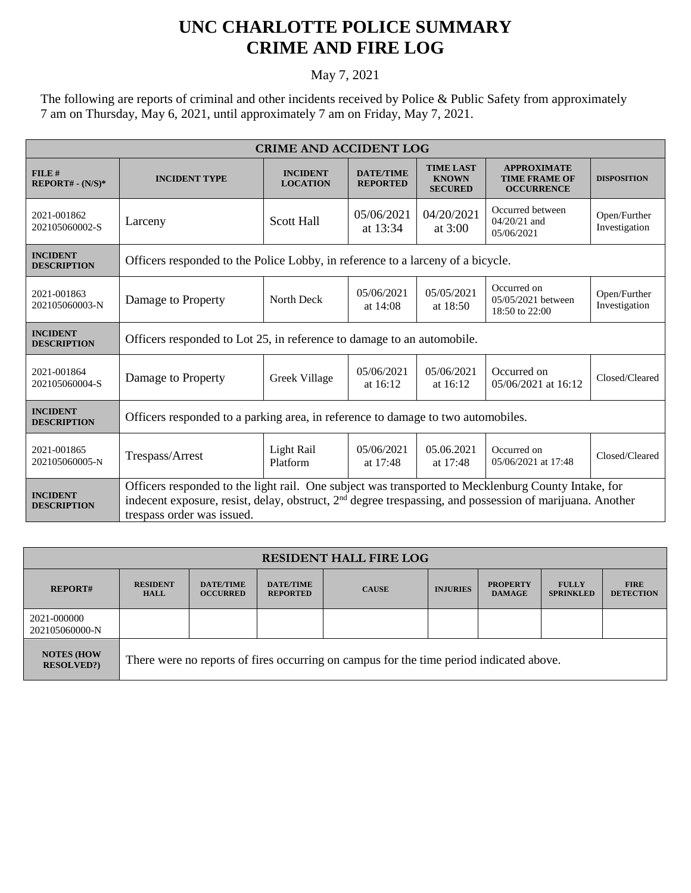# UNC CHARLOTTE POLICE SUMMARY
# CRIME AND FIRE LOG

May 7, 2021

The following are reports of criminal and other incidents received by Police & Public Safety from approximately 7 am on Thursday, May 6, 2021, until approximately 7 am on Friday, May 7, 2021.

| CRIME AND ACCIDENT LOG | | | | | | |
|---|---|---|---|---|---|---|
| **FILE # REPORT# - (N/S)*** | **INCIDENT TYPE** | **INCIDENT LOCATION** | **DATE/TIME REPORTED** | **TIME LAST KNOWN SECURED** | **APPROXIMATE TIME FRAME OF OCCURRENCE** | **DISPOSITION** |
| 2021-001862 202105060002-S | Larceny | Scott Hall | 05/06/2021 at 13:34 | 04/20/2021 at 3:00 | Occurred between 04/20/21 and 05/06/2021 | Open/Further Investigation |
| **INCIDENT DESCRIPTION** | Officers responded to the Police Lobby, in reference to a larceny of a bicycle. | | | | | |
| 2021-001863 202105060003-N | Damage to Property | North Deck | 05/06/2021 at 14:08 | 05/05/2021 at 18:50 | Occurred on 05/05/2021 between 18:50 to 22:00 | Open/Further Investigation |
| **INCIDENT DESCRIPTION** | Officers responded to Lot 25, in reference to damage to an automobile. | | | | | |
| 2021-001864 202105060004-S | Damage to Property | Greek Village | 05/06/2021 at 16:12 | 05/06/2021 at 16:12 | Occurred on 05/06/2021 at 16:12 | Closed/Cleared |
| **INCIDENT DESCRIPTION** | Officers responded to a parking area, in reference to damage to two automobiles. | | | | | |
| 2021-001865 202105060005-N | Trespass/Arrest | Light Rail Platform | 05/06/2021 at 17:48 | 05.06.2021 at 17:48 | Occurred on 05/06/2021 at 17:48 | Closed/Cleared |
| **INCIDENT DESCRIPTION** | Officers responded to the light rail. One subject was transported to Mecklenburg County Intake, for indecent exposure, resist, delay, obstruct, 2nd degree trespassing, and possession of marijuana. Another trespass order was issued. | | | | | |

| RESIDENT HALL FIRE LOG | | | | | | | | |
|---|---|---|---|---|---|---|---|---|
| **REPORT#** | **RESIDENT HALL** | **DATE/TIME OCCURRED** | **DATE/TIME REPORTED** | **CAUSE** | **INJURIES** | **PROPERTY DAMAGE** | **FULLY SPRINKLED** | **FIRE DETECTION** |
| 2021-000000 202105060000-N | | | | | | | | |
| **NOTES (HOW RESOLVED?)** | There were no reports of fires occurring on campus for the time period indicated above. | | | | | | | |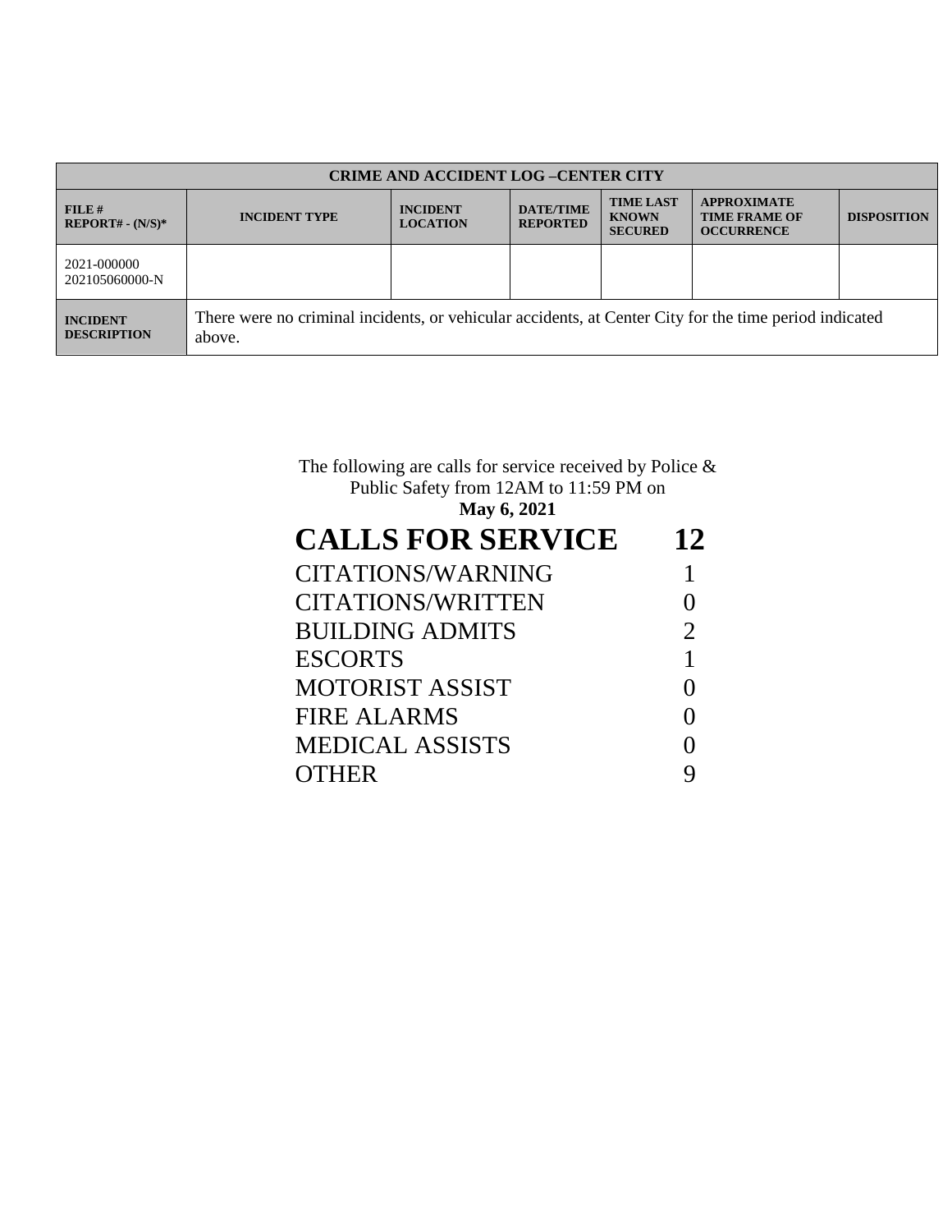| CRIME AND ACCIDENT LOG –CENTER CITY | | | | | | |
|---|---|---|---|---|---|---|
| **FILE # REPORT# - (N/S)*** | **INCIDENT TYPE** | **INCIDENT LOCATION** | **DATE/TIME REPORTED** | **TIME LAST KNOWN SECURED** | **APPROXIMATE TIME FRAME OF OCCURRENCE** | **DISPOSITION** |
| 2021-000000 202105060000-N | | | | | | |
| **INCIDENT DESCRIPTION** | There were no criminal incidents, or vehicular accidents, at Center City for the time period indicated above. | | | | | |

The following are calls for service received by Police & Public Safety from 12AM to 11:59 PM on

**May 6, 2021**

| | |
|---|---|
| **CALLS FOR SERVICE** | **12** |
| CITATIONS/WARNING | 1 |
| CITATIONS/WRITTEN | 0 |
| BUILDING ADMITS | 2 |
| ESCORTS | 1 |
| MOTORIST ASSIST | 0 |
| FIRE ALARMS | 0 |
| MEDICAL ASSISTS | 0 |
| OTHER | 9 |